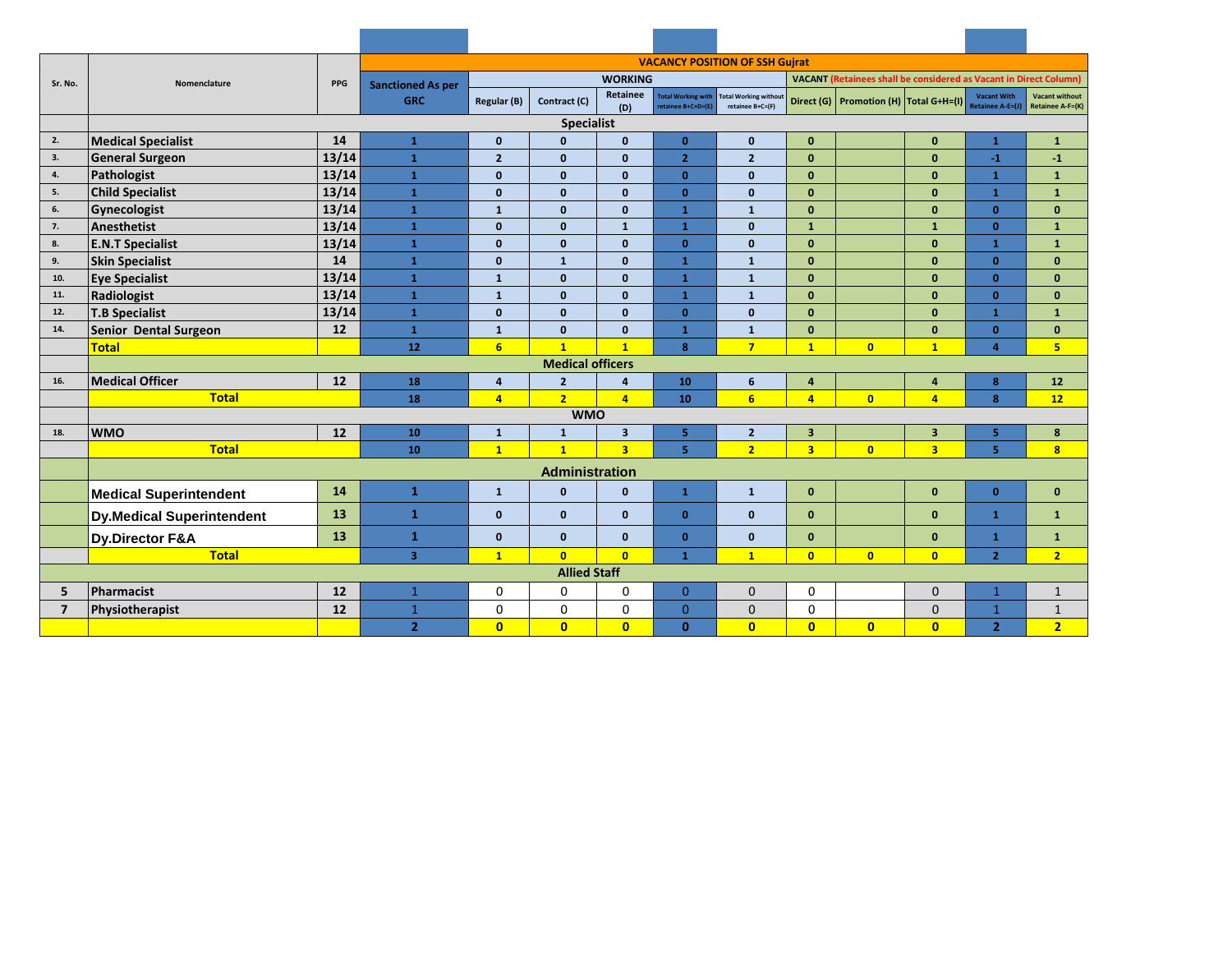| Sr. No. | Nomenclature | PPG | VACANCY POSITION OF SSH Gujrat | | | | | | | | | | |
|---|---|---|---|---|---|---|---|---|---|---|---|---|---|
| | | | Sanctioned As per GRC | WORKING | | | | | VACANT (Retainees shall be considered as Vacant in Direct Column) | | | | |
| | | | | Regular (B) | Contract (C) | Retainee (D) | Total Working with retainee B+C+D=(E) | Total Working without retainee B+C=(F) | Direct (G) | Promotion (H) | Total G+H=(I) | Vacant With Retainee A-E=(J) | Vacant without Retainee A-F=(K) |
| | Specialist | | | | | | | | | | | | |
| 2. | Medical Specialist | 14 | 1 | 0 | 0 | 0 | 0 | 0 | 0 | | 0 | 1 | 1 |
| 3. | General Surgeon | 13/14 | 1 | 2 | 0 | 0 | 2 | 2 | 0 | | 0 | -1 | -1 |
| 4. | Pathologist | 13/14 | 1 | 0 | 0 | 0 | 0 | 0 | 0 | | 0 | 1 | 1 |
| 5. | Child Specialist | 13/14 | 1 | 0 | 0 | 0 | 0 | 0 | 0 | | 0 | 1 | 1 |
| 6. | Gynecologist | 13/14 | 1 | 1 | 0 | 0 | 1 | 1 | 0 | | 0 | 0 | 0 |
| 7. | Anesthetist | 13/14 | 1 | 0 | 0 | 1 | 1 | 0 | 1 | | 1 | 0 | 1 |
| 8. | E.N.T Specialist | 13/14 | 1 | 0 | 0 | 0 | 0 | 0 | 0 | | 0 | 1 | 1 |
| 9. | Skin Specialist | 14 | 1 | 0 | 1 | 0 | 1 | 1 | 0 | | 0 | 0 | 0 |
| 10. | Eye Specialist | 13/14 | 1 | 1 | 0 | 0 | 1 | 1 | 0 | | 0 | 0 | 0 |
| 11. | Radiologist | 13/14 | 1 | 1 | 0 | 0 | 1 | 1 | 0 | | 0 | 0 | 0 |
| 12. | T.B Specialist | 13/14 | 1 | 0 | 0 | 0 | 0 | 0 | 0 | | 0 | 1 | 1 |
| 14. | Senior Dental Surgeon | 12 | 1 | 1 | 0 | 0 | 1 | 1 | 0 | | 0 | 0 | 0 |
| | Total | | 12 | 6 | 1 | 1 | 8 | 7 | 1 | 0 | 1 | 4 | 5 |
| | Medical officers | | | | | | | | | | | | |
| 16. | Medical Officer | 12 | 18 | 4 | 2 | 4 | 10 | 6 | 4 | | 4 | 8 | 12 |
| | Total | | 18 | 4 | 2 | 4 | 10 | 6 | 4 | 0 | 4 | 8 | 12 |
| | WMO | | | | | | | | | | | | |
| 18. | WMO | 12 | 10 | 1 | 1 | 3 | 5 | 2 | 3 | | 3 | 5 | 8 |
| | Total | | 10 | 1 | 1 | 3 | 5 | 2 | 3 | 0 | 3 | 5 | 8 |
| | Administration | | | | | | | | | | | | |
| | Medical Superintendent | 14 | 1 | 1 | 0 | 0 | 1 | 1 | 0 | | 0 | 0 | 0 |
| | Dy.Medical Superintendent | 13 | 1 | 0 | 0 | 0 | 0 | 0 | 0 | | 0 | 1 | 1 |
| | Dy.Director F&A | 13 | 1 | 0 | 0 | 0 | 0 | 0 | 0 | | 0 | 1 | 1 |
| | Total | | 3 | 1 | 0 | 0 | 1 | 1 | 0 | 0 | 0 | 2 | 2 |
| | Allied Staff | | | | | | | | | | | | |
| 5 | Pharmacist | 12 | 1 | 0 | 0 | 0 | 0 | 0 | 0 | | 0 | 1 | 1 |
| 7 | Physiotherapist | 12 | 1 | 0 | 0 | 0 | 0 | 0 | 0 | | 0 | 1 | 1 |
| | | | 2 | 0 | 0 | 0 | 0 | 0 | 0 | 0 | 0 | 2 | 2 |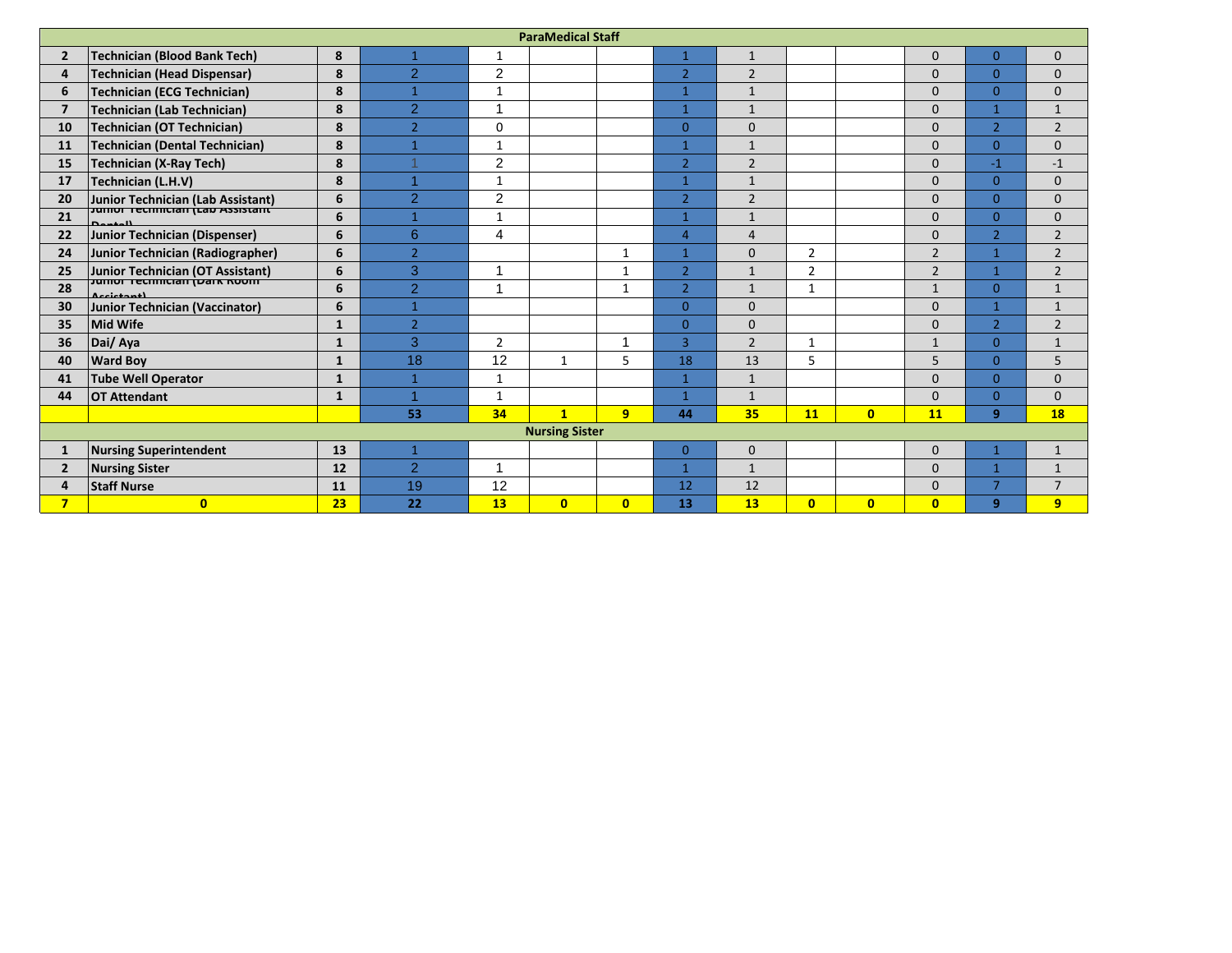| ParaMedical Staff | | | | | | | | | | | | | |
|---|---|---|---|---|---|---|---|---|---|---|---|---|---|
| 2 | Technician (Blood Bank Tech) | 8 | 1 | 1 | | | 1 | 1 | | | 0 | 0 | 0 |
| 4 | Technician (Head Dispensar) | 8 | 2 | 2 | | | 2 | 2 | | | 0 | 0 | 0 |
| 6 | Technician (ECG Technician) | 8 | 1 | 1 | | | 1 | 1 | | | 0 | 0 | 0 |
| 7 | Technician (Lab Technician) | 8 | 2 | 1 | | | 1 | 1 | | | 0 | 1 | 1 |
| 10 | Technician (OT Technician) | 8 | 2 | 0 | | | 0 | 0 | | | 0 | 2 | 2 |
| 11 | Technician (Dental Technician) | 8 | 1 | 1 | | | 1 | 1 | | | 0 | 0 | 0 |
| 15 | Technician (X-Ray Tech) | 8 | 1 | 2 | | | 2 | 2 | | | 0 | -1 | -1 |
| 17 | Technician (L.H.V) | 8 | 1 | 1 | | | 1 | 1 | | | 0 | 0 | 0 |
| 20 | Junior Technician (Lab Assistant) | 6 | 2 | 2 | | | 2 | 2 | | | 0 | 0 | 0 |
| 21 | Junior Technician (Lab Assistant Dental) | 6 | 1 | 1 | | | 1 | 1 | | | 0 | 0 | 0 |
| 22 | Junior Technician (Dispenser) | 6 | 6 | 4 | | | 4 | 4 | | | 0 | 2 | 2 |
| 24 | Junior Technician (Radiographer) | 6 | 2 | | | 1 | 1 | 0 | 2 | | 2 | 1 | 2 |
| 25 | Junior Technician (OT Assistant) | 6 | 3 | 1 | | 1 | 2 | 1 | 2 | | 2 | 1 | 2 |
| 28 | Junior Technician (Dark Room Assistant) | 6 | 2 | 1 | | 1 | 2 | 1 | 1 | | 1 | 0 | 1 |
| 30 | Junior Technician (Vaccinator) | 6 | 1 | | | | 0 | 0 | | | 0 | 1 | 1 |
| 35 | Mid Wife | 1 | 2 | | | | 0 | 0 | | | 0 | 2 | 2 |
| 36 | Dai/ Aya | 1 | 3 | 2 | | 1 | 3 | 2 | 1 | | 1 | 0 | 1 |
| 40 | Ward Boy | 1 | 18 | 12 | 1 | 5 | 18 | 13 | 5 | | 5 | 0 | 5 |
| 41 | Tube Well Operator | 1 | 1 | 1 | | | 1 | 1 | | | 0 | 0 | 0 |
| 44 | OT Attendant | 1 | 1 | 1 | | | 1 | 1 | | | 0 | 0 | 0 |
| | | | **53** | **34** | **1** | **9** | **44** | **35** | **11** | **0** | **11** | **9** | **18** |
| **Nursing Sister** | | | | | | | | | | | | | |
| 1 | Nursing Superintendent | 13 | 1 | | | | 0 | 0 | | | 0 | 1 | 1 |
| 2 | Nursing Sister | 12 | 2 | 1 | | | 1 | 1 | | | 0 | 1 | 1 |
| 4 | Staff Nurse | 11 | 19 | 12 | | | 12 | 12 | | | 0 | 7 | 7 |
| **7** | **0** | **23** | **22** | **13** | **0** | **0** | **13** | **13** | **0** | **0** | **0** | **9** | **9** |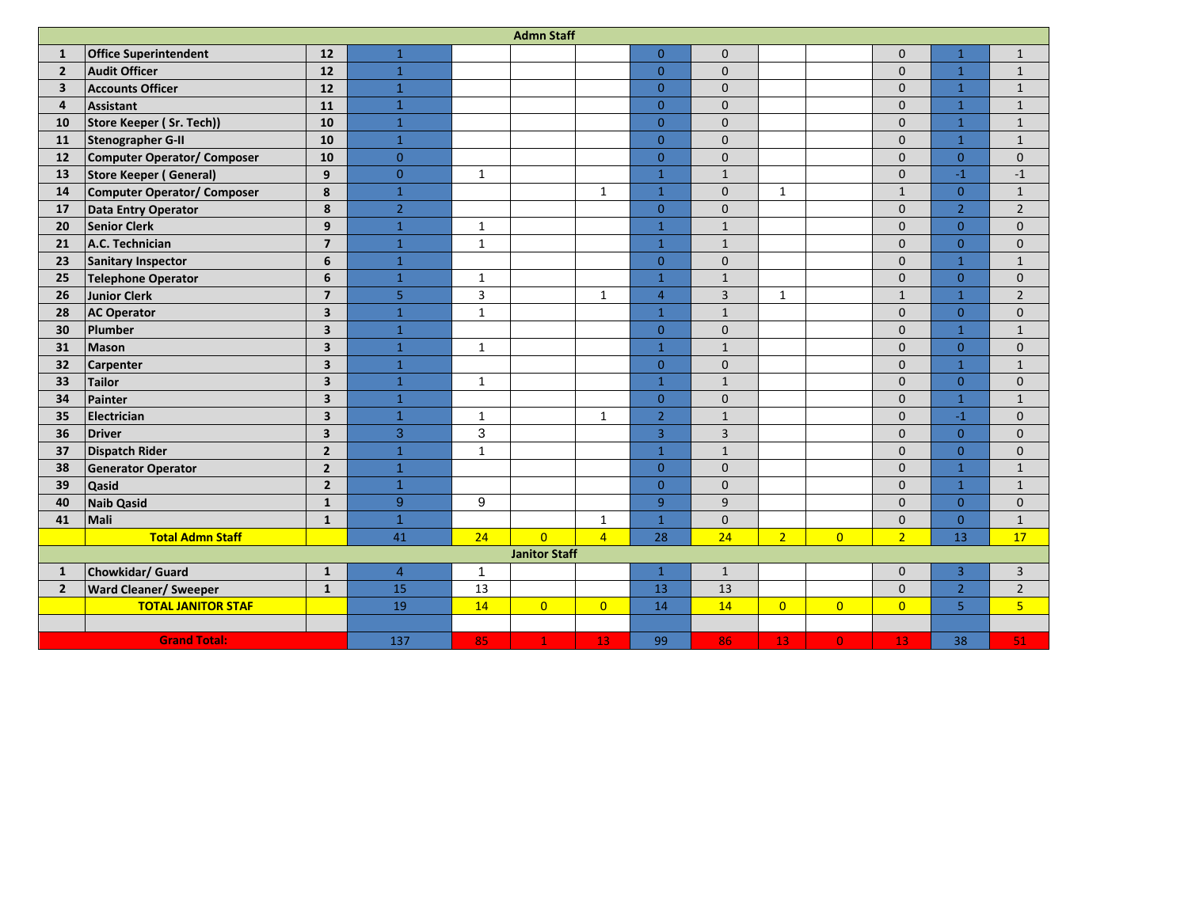| | | | | | | | | | | | | | |
|---|---|---|---|---|---|---|---|---|---|---|---|---|---|
| | | | | | | Admn Staff | | | | | | | |
| 1 | **Office Superintendent** | **12** | 1 | | | | 0 | 0 | | | 0 | 1 | 1 |
| 2 | **Audit Officer** | **12** | 1 | | | | 0 | 0 | | | 0 | 1 | 1 |
| 3 | **Accounts Officer** | **12** | 1 | | | | 0 | 0 | | | 0 | 1 | 1 |
| 4 | **Assistant** | **11** | 1 | | | | 0 | 0 | | | 0 | 1 | 1 |
| 10 | **Store Keeper ( Sr. Tech))** | **10** | 1 | | | | 0 | 0 | | | 0 | 1 | 1 |
| 11 | **Stenographer G-II** | **10** | 1 | | | | 0 | 0 | | | 0 | 1 | 1 |
| 12 | **Computer Operator/ Composer** | **10** | 0 | | | | 0 | 0 | | | 0 | 0 | 0 |
| 13 | **Store Keeper ( General)** | **9** | 0 | 1 | | | 1 | 1 | | | 0 | -1 | -1 |
| 14 | **Computer Operator/ Composer** | **8** | 1 | | | 1 | 1 | 0 | 1 | | 1 | 0 | 1 |
| 17 | **Data Entry Operator** | **8** | 2 | | | | 0 | 0 | | | 0 | 2 | 2 |
| 20 | **Senior Clerk** | **9** | 1 | 1 | | | 1 | 1 | | | 0 | 0 | 0 |
| 21 | **A.C. Technician** | **7** | 1 | 1 | | | 1 | 1 | | | 0 | 0 | 0 |
| 23 | **Sanitary Inspector** | **6** | 1 | | | | 0 | 0 | | | 0 | 1 | 1 |
| 25 | **Telephone Operator** | **6** | 1 | 1 | | | 1 | 1 | | | 0 | 0 | 0 |
| 26 | **Junior Clerk** | **7** | 5 | 3 | | 1 | 4 | 3 | 1 | | 1 | 1 | 2 |
| 28 | **AC Operator** | **3** | 1 | 1 | | | 1 | 1 | | | 0 | 0 | 0 |
| 30 | **Plumber** | **3** | 1 | | | | 0 | 0 | | | 0 | 1 | 1 |
| 31 | **Mason** | **3** | 1 | 1 | | | 1 | 1 | | | 0 | 0 | 0 |
| 32 | **Carpenter** | **3** | 1 | | | | 0 | 0 | | | 0 | 1 | 1 |
| 33 | **Tailor** | **3** | 1 | 1 | | | 1 | 1 | | | 0 | 0 | 0 |
| 34 | **Painter** | **3** | 1 | | | | 0 | 0 | | | 0 | 1 | 1 |
| 35 | **Electrician** | **3** | 1 | 1 | | 1 | 2 | 1 | | | 0 | -1 | 0 |
| 36 | **Driver** | **3** | 3 | 3 | | | 3 | 3 | | | 0 | 0 | 0 |
| 37 | **Dispatch Rider** | **2** | 1 | 1 | | | 1 | 1 | | | 0 | 0 | 0 |
| 38 | **Generator Operator** | **2** | 1 | | | | 0 | 0 | | | 0 | 1 | 1 |
| 39 | **Qasid** | **2** | 1 | | | | 0 | 0 | | | 0 | 1 | 1 |
| 40 | **Naib Qasid** | **1** | 9 | 9 | | | 9 | 9 | | | 0 | 0 | 0 |
| 41 | **Mali** | **1** | 1 | | | 1 | 1 | 0 | | | 0 | 0 | 1 |
| | **Total Admn Staff** | | 41 | 24 | 0 | 4 | 28 | 24 | 2 | 0 | 2 | 13 | 17 |
| | | | | | | Janitor Staff | | | | | | | |
| 1 | **Chowkidar/ Guard** | **1** | 4 | 1 | | | 1 | 1 | | | 0 | 3 | 3 |
| 2 | **Ward Cleaner/ Sweeper** | **1** | 15 | 13 | | | 13 | 13 | | | 0 | 2 | 2 |
| | **TOTAL JANITOR STAF** | | 19 | 14 | 0 | 0 | 14 | 14 | 0 | 0 | 0 | 5 | 5 |
| | | | | | | | | | | | | | |
| | **Grand Total:** | | 137 | 85 | 1 | 13 | 99 | 86 | 13 | 0 | 13 | 38 | 51 |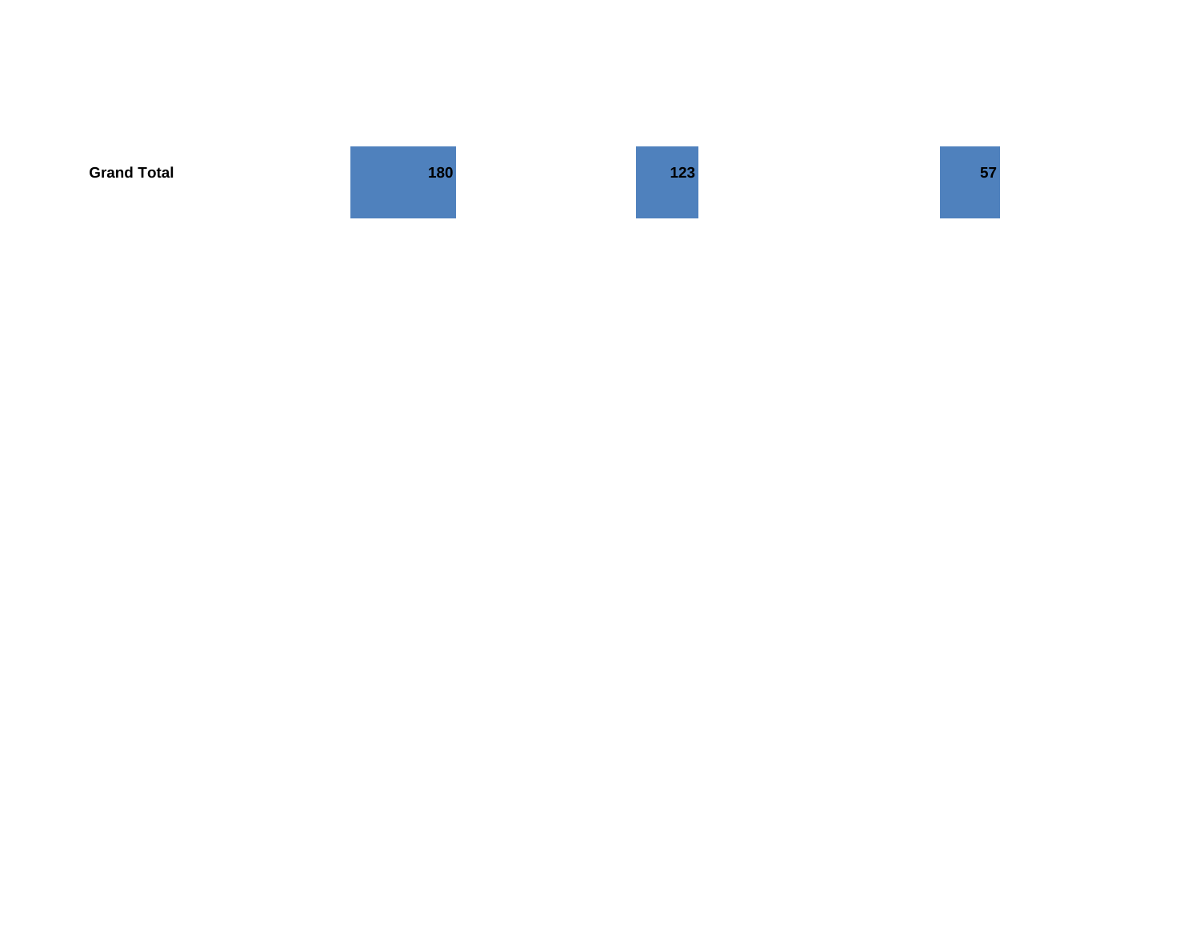| | | | |
|---|---|---|---|
| **Grand Total** | **180** | **123** | **57** |